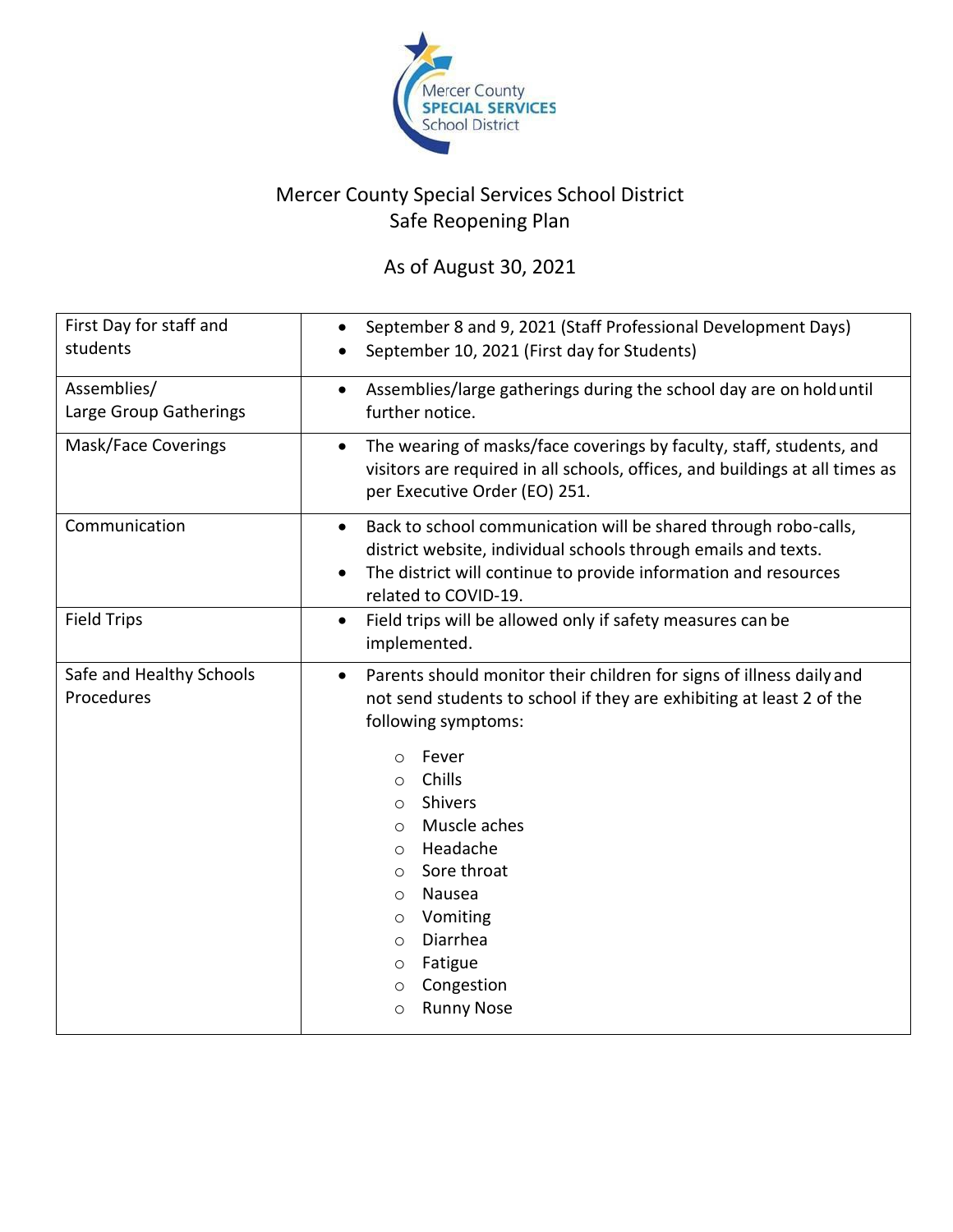Mercer County SPECIAL SERVICES School District

# Mercer County Special Services School District
## Safe Reopening Plan

As of August 30, 2021

| | |
|---|---|
| First Day for staff and students | • September 8 and 9, 2021 (Staff Professional Development Days)<br>• September 10, 2021 (First day for Students) |
| Assemblies/<br>Large Group Gatherings | • Assemblies/large gatherings during the school day are on hold until further notice. |
| Mask/Face Coverings | • The wearing of masks/face coverings by faculty, staff, students, and visitors are required in all schools, offices, and buildings at all times as per Executive Order (EO) 251. |
| Communication | • Back to school communication will be shared through robo-calls, district website, individual schools through emails and texts.<br>• The district will continue to provide information and resources related to COVID-19. |
| Field Trips | • Field trips will be allowed only if safety measures can be implemented. |
| Safe and Healthy Schools Procedures | • Parents should monitor their children for signs of illness daily and not send students to school if they are exhibiting at least 2 of the following symptoms:<br>○ Fever<br>○ Chills<br>○ Shivers<br>○ Muscle aches<br>○ Headache<br>○ Sore throat<br>○ Nausea<br>○ Vomiting<br>○ Diarrhea<br>○ Fatigue<br>○ Congestion<br>○ Runny Nose |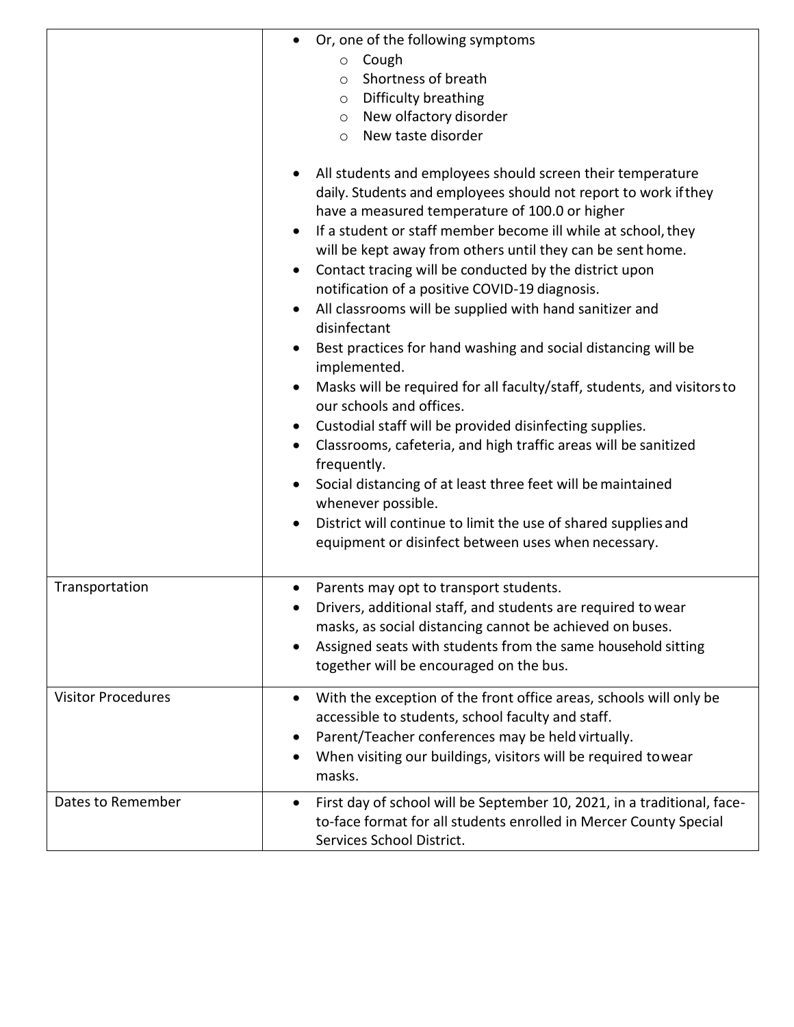| | |
|---|---|
| | • Or, one of the following symptoms<br>  ○ Cough<br>  ○ Shortness of breath<br>  ○ Difficulty breathing<br>  ○ New olfactory disorder<br>  ○ New taste disorder<br><br>• All students and employees should screen their temperature daily. Students and employees should not report to work if they have a measured temperature of 100.0 or higher<br>• If a student or staff member become ill while at school, they will be kept away from others until they can be sent home.<br>• Contact tracing will be conducted by the district upon notification of a positive COVID-19 diagnosis.<br>• All classrooms will be supplied with hand sanitizer and disinfectant<br>• Best practices for hand washing and social distancing will be implemented.<br>• Masks will be required for all faculty/staff, students, and visitors to our schools and offices.<br>• Custodial staff will be provided disinfecting supplies.<br>• Classrooms, cafeteria, and high traffic areas will be sanitized frequently.<br>• Social distancing of at least three feet will be maintained whenever possible.<br>• District will continue to limit the use of shared supplies and equipment or disinfect between uses when necessary. |
| Transportation | • Parents may opt to transport students.<br>• Drivers, additional staff, and students are required to wear masks, as social distancing cannot be achieved on buses.<br>• Assigned seats with students from the same household sitting together will be encouraged on the bus. |
| Visitor Procedures | • With the exception of the front office areas, schools will only be accessible to students, school faculty and staff.<br>• Parent/Teacher conferences may be held virtually.<br>• When visiting our buildings, visitors will be required to wear masks. |
| Dates to Remember | • First day of school will be September 10, 2021, in a traditional, face-to-face format for all students enrolled in Mercer County Special Services School District. |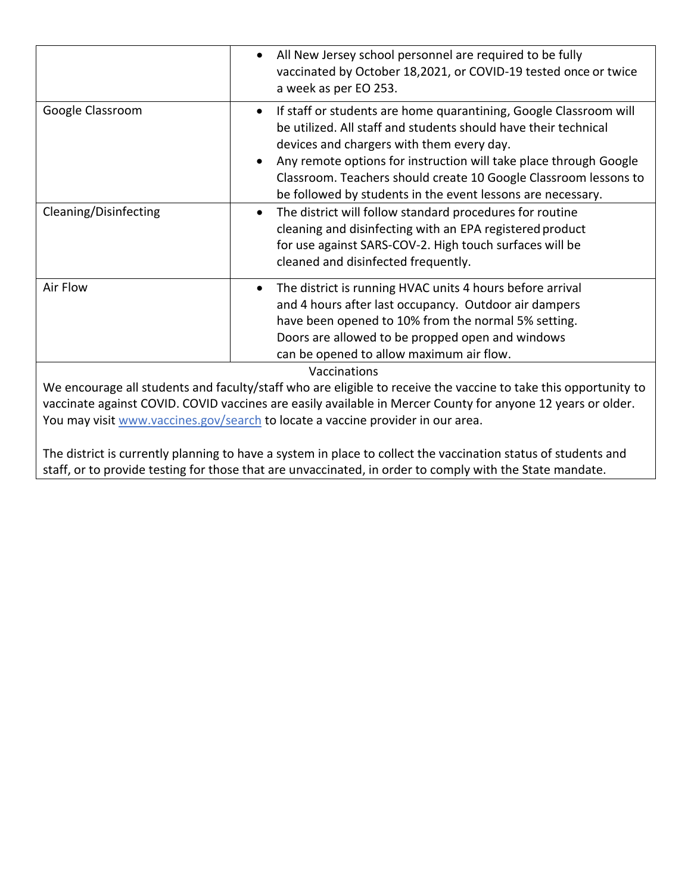| | |
|---|---|
| | • All New Jersey school personnel are required to be fully vaccinated by October 18,2021, or COVID-19 tested once or twice a week as per EO 253. |
| Google Classroom | • If staff or students are home quarantining, Google Classroom will be utilized. All staff and students should have their technical devices and chargers with them every day.<br>• Any remote options for instruction will take place through Google Classroom. Teachers should create 10 Google Classroom lessons to be followed by students in the event lessons are necessary. |
| Cleaning/Disinfecting | • The district will follow standard procedures for routine cleaning and disinfecting with an EPA registered product for use against SARS-COV-2. High touch surfaces will be cleaned and disinfected frequently. |
| Air Flow | • The district is running HVAC units 4 hours before arrival and 4 hours after last occupancy. Outdoor air dampers have been opened to 10% from the normal 5% setting. Doors are allowed to be propped open and windows can be opened to allow maximum air flow. |

Vaccinations

We encourage all students and faculty/staff who are eligible to receive the vaccine to take this opportunity to vaccinate against COVID. COVID vaccines are easily available in Mercer County for anyone 12 years or older. You may visit [www.vaccines.gov/search](www.vaccines.gov/search) to locate a vaccine provider in our area.

The district is currently planning to have a system in place to collect the vaccination status of students and staff, or to provide testing for those that are unvaccinated, in order to comply with the State mandate.